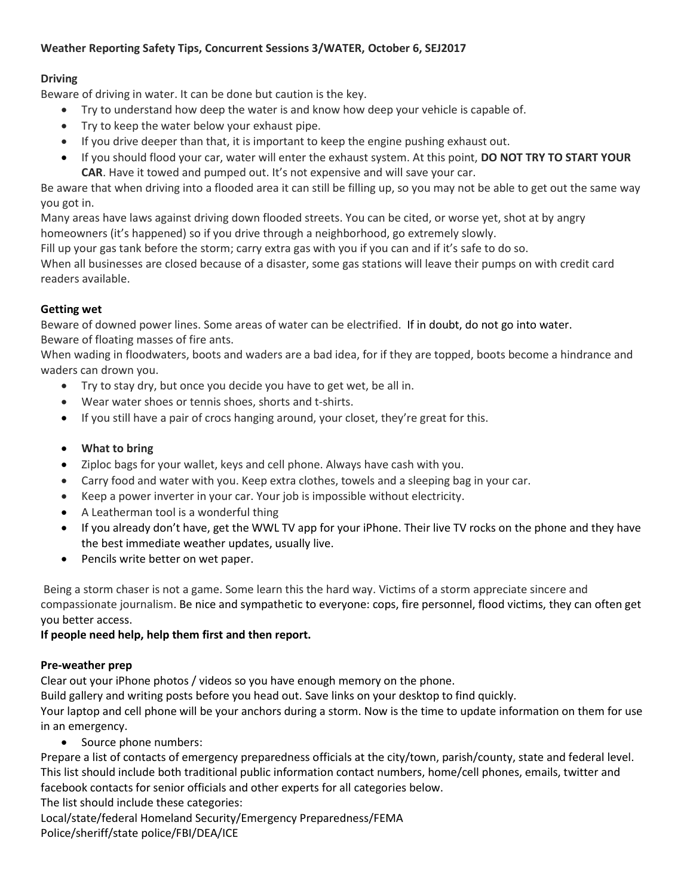**Weather Reporting Safety Tips, Concurrent Sessions 3/WATER, October 6, SEJ2017**

**Driving**

Beware of driving in water. It can be done but caution is the key.

- Try to understand how deep the water is and know how deep your vehicle is capable of.
- Try to keep the water below your exhaust pipe.
- If you drive deeper than that, it is important to keep the engine pushing exhaust out.
- If you should flood your car, water will enter the exhaust system. At this point, **DO NOT TRY TO START YOUR CAR**. Have it towed and pumped out. It's not expensive and will save your car.

Be aware that when driving into a flooded area it can still be filling up, so you may not be able to get out the same way you got in.

Many areas have laws against driving down flooded streets. You can be cited, or worse yet, shot at by angry homeowners (it's happened) so if you drive through a neighborhood, go extremely slowly.

Fill up your gas tank before the storm; carry extra gas with you if you can and if it's safe to do so.

When all businesses are closed because of a disaster, some gas stations will leave their pumps on with credit card readers available.

**Getting wet**

Beware of downed power lines. Some areas of water can be electrified. If in doubt, do not go into water.

Beware of floating masses of fire ants.

When wading in floodwaters, boots and waders are a bad idea, for if they are topped, boots become a hindrance and waders can drown you.

- Try to stay dry, but once you decide you have to get wet, be all in.
- Wear water shoes or tennis shoes, shorts and t-shirts.
- If you still have a pair of crocs hanging around, your closet, they're great for this.

- **What to bring**
- Ziploc bags for your wallet, keys and cell phone. Always have cash with you.
- Carry food and water with you. Keep extra clothes, towels and a sleeping bag in your car.
- Keep a power inverter in your car. Your job is impossible without electricity.
- A Leatherman tool is a wonderful thing
- If you already don't have, get the WWL TV app for your iPhone. Their live TV rocks on the phone and they have the best immediate weather updates, usually live.
- Pencils write better on wet paper.

Being a storm chaser is not a game. Some learn this the hard way. Victims of a storm appreciate sincere and compassionate journalism. Be nice and sympathetic to everyone: cops, fire personnel, flood victims, they can often get you better access.

**If people need help, help them first and then report.**

**Pre-weather prep**

Clear out your iPhone photos / videos so you have enough memory on the phone.

Build gallery and writing posts before you head out. Save links on your desktop to find quickly.

Your laptop and cell phone will be your anchors during a storm. Now is the time to update information on them for use in an emergency.

- Source phone numbers:

Prepare a list of contacts of emergency preparedness officials at the city/town, parish/county, state and federal level. This list should include both traditional public information contact numbers, home/cell phones, emails, twitter and facebook contacts for senior officials and other experts for all categories below.

The list should include these categories:

Local/state/federal Homeland Security/Emergency Preparedness/FEMA

Police/sheriff/state police/FBI/DEA/ICE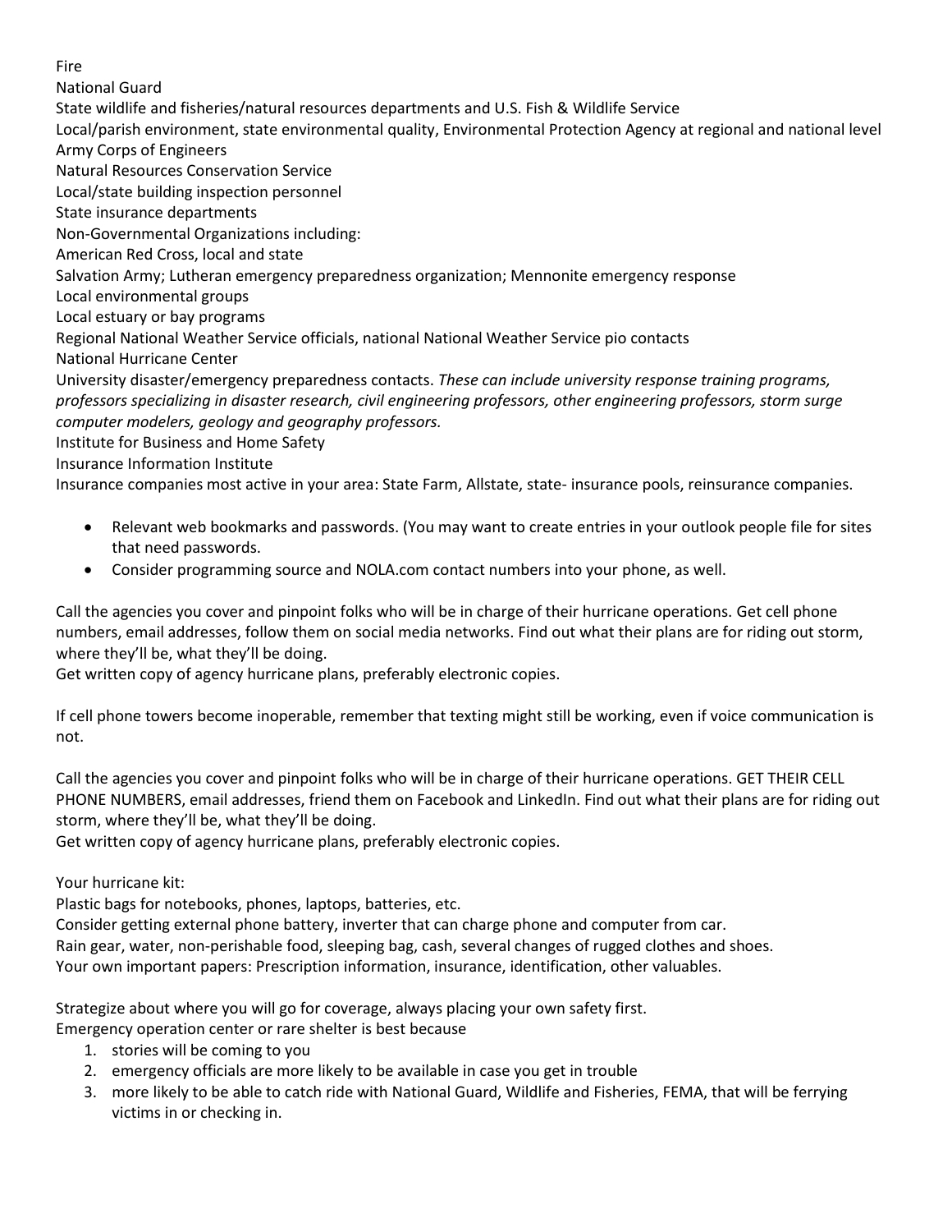Fire
National Guard
State wildlife and fisheries/natural resources departments and U.S. Fish & Wildlife Service
Local/parish environment, state environmental quality, Environmental Protection Agency at regional and national level
Army Corps of Engineers
Natural Resources Conservation Service
Local/state building inspection personnel
State insurance departments
Non-Governmental Organizations including:
American Red Cross, local and state
Salvation Army; Lutheran emergency preparedness organization; Mennonite emergency response
Local environmental groups
Local estuary or bay programs
Regional National Weather Service officials, national National Weather Service pio contacts
National Hurricane Center
University disaster/emergency preparedness contacts. *These can include university response training programs, professors specializing in disaster research, civil engineering professors, other engineering professors, storm surge computer modelers, geology and geography professors.*
Institute for Business and Home Safety
Insurance Information Institute
Insurance companies most active in your area: State Farm, Allstate, state- insurance pools, reinsurance companies.

- Relevant web bookmarks and passwords. (You may want to create entries in your outlook people file for sites that need passwords.
- Consider programming source and NOLA.com contact numbers into your phone, as well.

Call the agencies you cover and pinpoint folks who will be in charge of their hurricane operations. Get cell phone numbers, email addresses, follow them on social media networks. Find out what their plans are for riding out storm, where they'll be, what they'll be doing.
Get written copy of agency hurricane plans, preferably electronic copies.

If cell phone towers become inoperable, remember that texting might still be working, even if voice communication is not.

Call the agencies you cover and pinpoint folks who will be in charge of their hurricane operations. GET THEIR CELL PHONE NUMBERS, email addresses, friend them on Facebook and LinkedIn. Find out what their plans are for riding out storm, where they'll be, what they'll be doing.
Get written copy of agency hurricane plans, preferably electronic copies.

Your hurricane kit:
Plastic bags for notebooks, phones, laptops, batteries, etc.
Consider getting external phone battery, inverter that can charge phone and computer from car.
Rain gear, water, non-perishable food, sleeping bag, cash, several changes of rugged clothes and shoes.
Your own important papers: Prescription information, insurance, identification, other valuables.

Strategize about where you will go for coverage, always placing your own safety first.
Emergency operation center or rare shelter is best because

1. stories will be coming to you
2. emergency officials are more likely to be available in case you get in trouble
3. more likely to be able to catch ride with National Guard, Wildlife and Fisheries, FEMA, that will be ferrying victims in or checking in.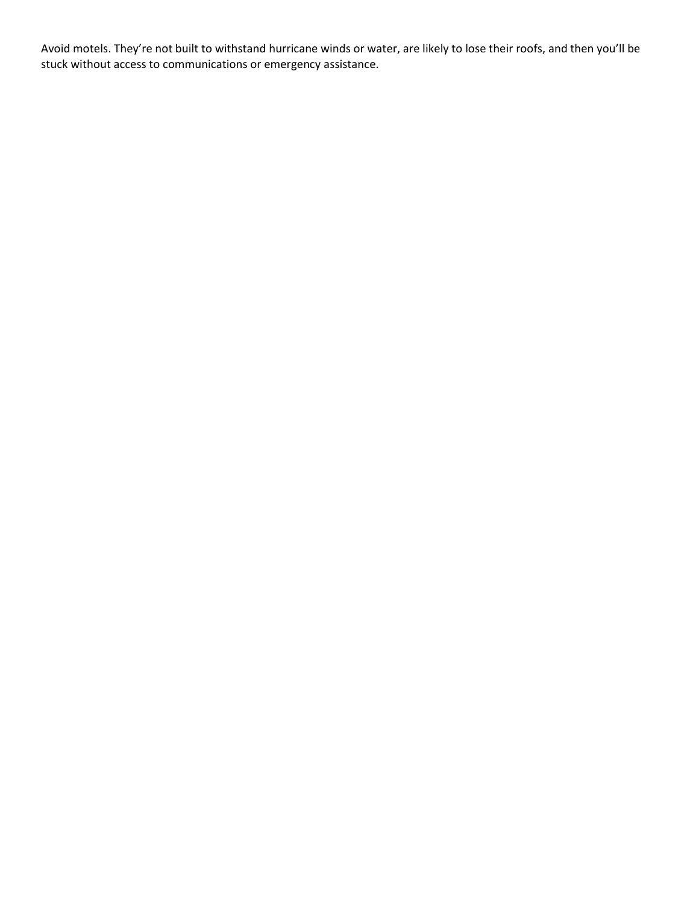Avoid motels. They're not built to withstand hurricane winds or water, are likely to lose their roofs, and then you'll be stuck without access to communications or emergency assistance.